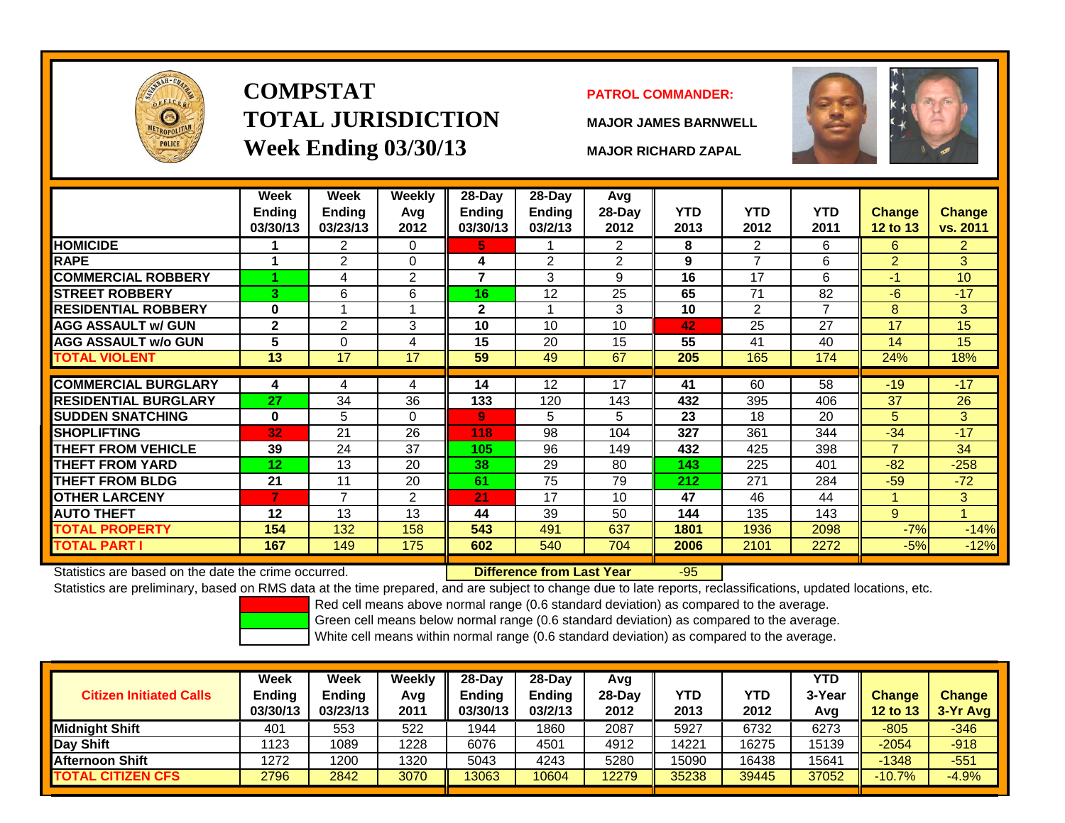# COMPSTAT
# TOTAL JURISDICTION
# Week Ending 03/30/13

**PATROL COMMANDER:**

**MAJOR JAMES BARNWELL**

**MAJOR RICHARD ZAPAL**

| | Week Ending 03/30/13 | Week Ending 03/23/13 | Weekly Avg 2012 | 28-Day Ending 03/30/13 | 28-Day Ending 03/2/13 | Avg 28-Day 2012 | YTD 2013 | YTD 2012 | YTD 2011 | Change 12 to 13 | Change vs. 2011 |
|---|---|---|---|---|---|---|---|---|---|---|---|
| HOMICIDE | 1 | 2 | 0 | 5 | 1 | 2 | 8 | 2 | 6 | 6 | 2 |
| RAPE | 1 | 2 | 0 | 4 | 2 | 2 | 9 | 7 | 6 | 2 | 3 |
| COMMERCIAL ROBBERY | 1 | 4 | 2 | 7 | 3 | 9 | 16 | 17 | 6 | -1 | 10 |
| STREET ROBBERY | 3 | 6 | 6 | 16 | 12 | 25 | 65 | 71 | 82 | -6 | -17 |
| RESIDENTIAL ROBBERY | 0 | 1 | 1 | 2 | 1 | 3 | 10 | 2 | 7 | 8 | 3 |
| AGG ASSAULT w/ GUN | 2 | 2 | 3 | 10 | 10 | 10 | 42 | 25 | 27 | 17 | 15 |
| AGG ASSAULT w/o GUN | 5 | 0 | 4 | 15 | 20 | 15 | 55 | 41 | 40 | 14 | 15 |
| TOTAL VIOLENT | 13 | 17 | 17 | 59 | 49 | 67 | 205 | 165 | 174 | 24% | 18% |
| COMMERCIAL BURGLARY | 4 | 4 | 4 | 14 | 12 | 17 | 41 | 60 | 58 | -19 | -17 |
| RESIDENTIAL BURGLARY | 27 | 34 | 36 | 133 | 120 | 143 | 432 | 395 | 406 | 37 | 26 |
| SUDDEN SNATCHING | 0 | 5 | 0 | 9 | 5 | 5 | 23 | 18 | 20 | 5 | 3 |
| SHOPLIFTING | 32 | 21 | 26 | 118 | 98 | 104 | 327 | 361 | 344 | -34 | -17 |
| THEFT FROM VEHICLE | 39 | 24 | 37 | 105 | 96 | 149 | 432 | 425 | 398 | 7 | 34 |
| THEFT FROM YARD | 12 | 13 | 20 | 38 | 29 | 80 | 143 | 225 | 401 | -82 | -258 |
| THEFT FROM BLDG | 21 | 11 | 20 | 61 | 75 | 79 | 212 | 271 | 284 | -59 | -72 |
| OTHER LARCENY | 7 | 7 | 2 | 21 | 17 | 10 | 47 | 46 | 44 | 1 | 3 |
| AUTO THEFT | 12 | 13 | 13 | 44 | 39 | 50 | 144 | 135 | 143 | 9 | 1 |
| TOTAL PROPERTY | 154 | 132 | 158 | 543 | 491 | 637 | 1801 | 1936 | 2098 | -7% | -14% |
| TOTAL PART I | 167 | 149 | 175 | 602 | 540 | 704 | 2006 | 2101 | 2272 | -5% | -12% |

Statistics are based on the date the crime occurred. **Difference from Last Year** -95

Statistics are preliminary, based on RMS data at the time prepared, and are subject to change due to late reports, reclassifications, updated locations, etc.

Red cell means above normal range (0.6 standard deviation) as compared to the average.
Green cell means below normal range (0.6 standard deviation) as compared to the average.
White cell means within normal range (0.6 standard deviation) as compared to the average.

| Citizen Initiated Calls | Week Ending 03/30/13 | Week Ending 03/23/13 | Weekly Avg 2011 | 28-Day Ending 03/30/13 | 28-Day Ending 03/2/13 | Avg 28-Day 2012 | YTD 2013 | YTD 2012 | YTD 3-Year Avg | Change 12 to 13 | Change 3-Yr Avg |
|---|---|---|---|---|---|---|---|---|---|---|---|
| Midnight Shift | 401 | 553 | 522 | 1944 | 1860 | 2087 | 5927 | 6732 | 6273 | -805 | -346 |
| Day Shift | 1123 | 1089 | 1228 | 6076 | 4501 | 4912 | 14221 | 16275 | 15139 | -2054 | -918 |
| Afternoon Shift | 1272 | 1200 | 1320 | 5043 | 4243 | 5280 | 15090 | 16438 | 15641 | -1348 | -551 |
| TOTAL CITIZEN CFS | 2796 | 2842 | 3070 | 13063 | 10604 | 12279 | 35238 | 39445 | 37052 | -10.7% | -4.9% |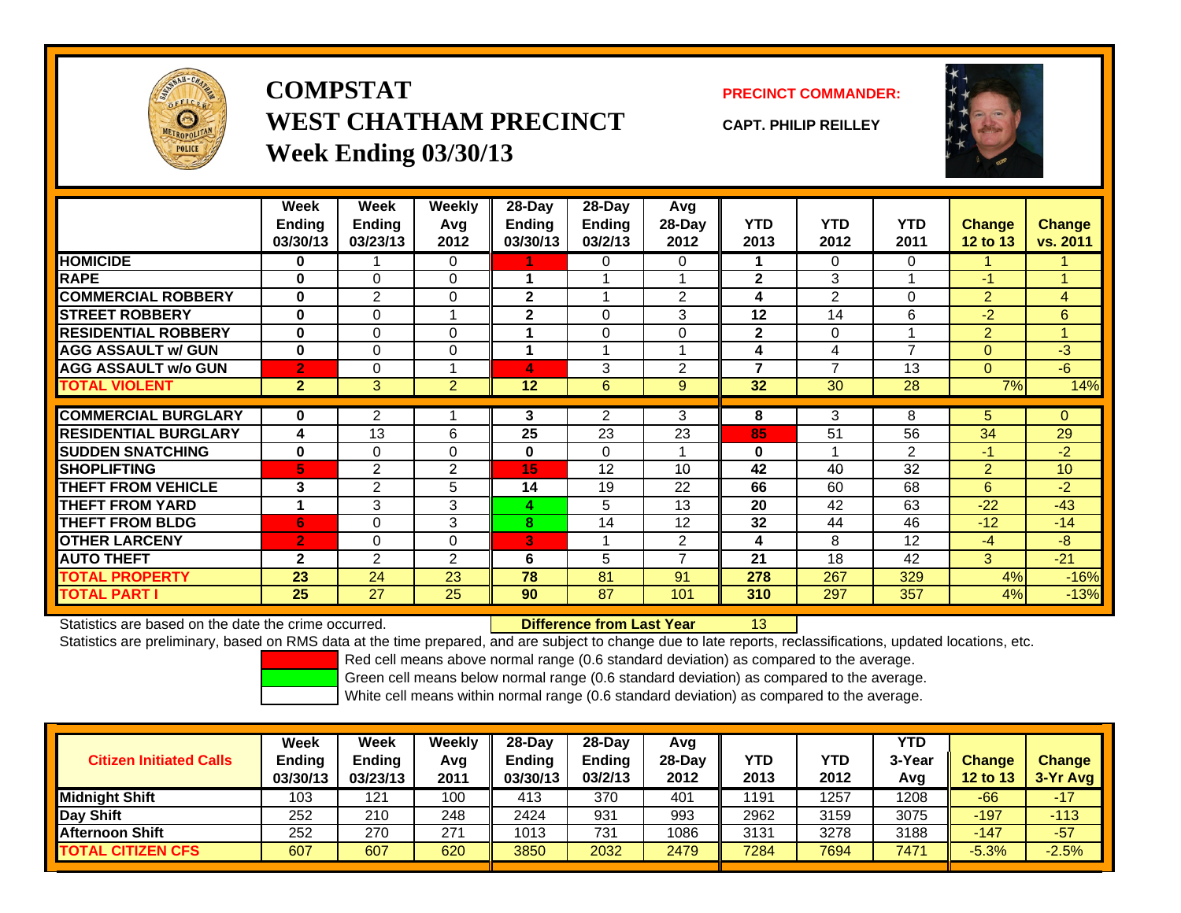# COMPSTAT
# WEST CHATHAM PRECINCT
## Week Ending 03/30/13

**PRECINCT COMMANDER:**

**CAPT. PHILIP REILLEY**

| | Week Ending 03/30/13 | Week Ending 03/23/13 | Weekly Avg 2012 | 28-Day Ending 03/30/13 | 28-Day Ending 03/2/13 | Avg 28-Day 2012 | YTD 2013 | YTD 2012 | YTD 2011 | Change 12 to 13 | Change vs. 2011 |
|---|---|---|---|---|---|---|---|---|---|---|---|
| HOMICIDE | 0 | 1 | 0 | 1 | 0 | 0 | 1 | 0 | 0 | 1 | 1 |
| RAPE | 0 | 0 | 0 | 1 | 1 | 1 | 2 | 3 | 1 | -1 | 1 |
| COMMERCIAL ROBBERY | 0 | 2 | 0 | 2 | 1 | 2 | 4 | 2 | 0 | 2 | 4 |
| STREET ROBBERY | 0 | 0 | 1 | 2 | 0 | 3 | 12 | 14 | 6 | -2 | 6 |
| RESIDENTIAL ROBBERY | 0 | 0 | 0 | 1 | 0 | 0 | 2 | 0 | 1 | 2 | 1 |
| AGG ASSAULT w/ GUN | 0 | 0 | 0 | 1 | 1 | 1 | 4 | 4 | 7 | 0 | -3 |
| AGG ASSAULT w/o GUN | 2 | 0 | 1 | 4 | 3 | 2 | 7 | 7 | 13 | 0 | -6 |
| TOTAL VIOLENT | 2 | 3 | 2 | 12 | 6 | 9 | 32 | 30 | 28 | 7% | 14% |
| COMMERCIAL BURGLARY | 0 | 2 | 1 | 3 | 2 | 3 | 8 | 3 | 8 | 5 | 0 |
| RESIDENTIAL BURGLARY | 4 | 13 | 6 | 25 | 23 | 23 | 85 | 51 | 56 | 34 | 29 |
| SUDDEN SNATCHING | 0 | 0 | 0 | 0 | 0 | 1 | 0 | 1 | 2 | -1 | -2 |
| SHOPLIFTING | 5 | 2 | 2 | 15 | 12 | 10 | 42 | 40 | 32 | 2 | 10 |
| THEFT FROM VEHICLE | 3 | 2 | 5 | 14 | 19 | 22 | 66 | 60 | 68 | 6 | -2 |
| THEFT FROM YARD | 1 | 3 | 3 | 4 | 5 | 13 | 20 | 42 | 63 | -22 | -43 |
| THEFT FROM BLDG | 6 | 0 | 3 | 8 | 14 | 12 | 32 | 44 | 46 | -12 | -14 |
| OTHER LARCENY | 2 | 0 | 0 | 3 | 1 | 2 | 4 | 8 | 12 | -4 | -8 |
| AUTO THEFT | 2 | 2 | 2 | 6 | 5 | 7 | 21 | 18 | 42 | 3 | -21 |
| TOTAL PROPERTY | 23 | 24 | 23 | 78 | 81 | 91 | 278 | 267 | 329 | 4% | -16% |
| TOTAL PART I | 25 | 27 | 25 | 90 | 87 | 101 | 310 | 297 | 357 | 4% | -13% |

Statistics are based on the date the crime occurred. **Difference from Last Year** 13

Statistics are preliminary, based on RMS data at the time prepared, and are subject to change due to late reports, reclassifications, updated locations, etc.

Red cell means above normal range (0.6 standard deviation) as compared to the average.
Green cell means below normal range (0.6 standard deviation) as compared to the average.
White cell means within normal range (0.6 standard deviation) as compared to the average.

| Citizen Initiated Calls | Week Ending 03/30/13 | Week Ending 03/23/13 | Weekly Avg 2011 | 28-Day Ending 03/30/13 | 28-Day Ending 03/2/13 | Avg 28-Day 2012 | YTD 2013 | YTD 2012 | YTD 3-Year Avg | Change 12 to 13 | Change 3-Yr Avg |
|---|---|---|---|---|---|---|---|---|---|---|---|
| Midnight Shift | 103 | 121 | 100 | 413 | 370 | 401 | 1191 | 1257 | 1208 | -66 | -17 |
| Day Shift | 252 | 210 | 248 | 2424 | 931 | 993 | 2962 | 3159 | 3075 | -197 | -113 |
| Afternoon Shift | 252 | 270 | 271 | 1013 | 731 | 1086 | 3131 | 3278 | 3188 | -147 | -57 |
| TOTAL CITIZEN CFS | 607 | 607 | 620 | 3850 | 2032 | 2479 | 7284 | 7694 | 7471 | -5.3% | -2.5% |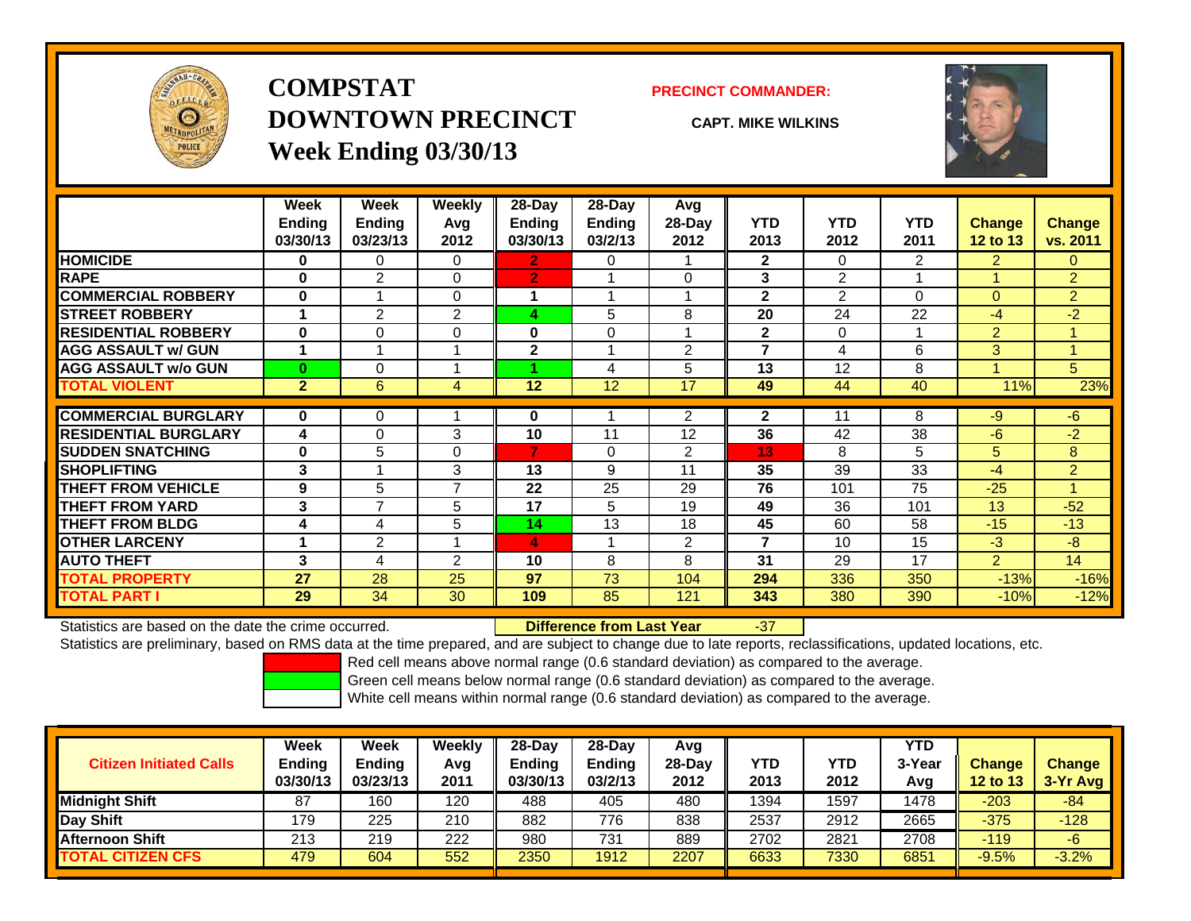# COMPSTAT
## DOWNTOWN PRECINCT
### Week Ending 03/30/13

**PRECINCT COMMANDER:**

**CAPT. MIKE WILKINS**

| | Week Ending 03/30/13 | Week Ending 03/23/13 | Weekly Avg 2012 | 28-Day Ending 03/30/13 | 28-Day Ending 03/2/13 | Avg 28-Day 2012 | YTD 2013 | YTD 2012 | YTD 2011 | Change 12 to 13 | Change vs. 2011 |
|---|---|---|---|---|---|---|---|---|---|---|---|
| HOMICIDE | 0 | 0 | 0 | 2 | 0 | 1 | 2 | 0 | 2 | 2 | 0 |
| RAPE | 0 | 2 | 0 | 2 | 1 | 0 | 3 | 2 | 1 | 1 | 2 |
| COMMERCIAL ROBBERY | 0 | 1 | 0 | 1 | 1 | 1 | 2 | 2 | 0 | 0 | 2 |
| STREET ROBBERY | 1 | 2 | 2 | 4 | 5 | 8 | 20 | 24 | 22 | -4 | -2 |
| RESIDENTIAL ROBBERY | 0 | 0 | 0 | 0 | 0 | 1 | 2 | 0 | 1 | 2 | 1 |
| AGG ASSAULT w/ GUN | 1 | 1 | 1 | 2 | 1 | 2 | 7 | 4 | 6 | 3 | 1 |
| AGG ASSAULT w/o GUN | 0 | 0 | 1 | 1 | 4 | 5 | 13 | 12 | 8 | 1 | 5 |
| TOTAL VIOLENT | 2 | 6 | 4 | 12 | 12 | 17 | 49 | 44 | 40 | 11% | 23% |
| COMMERCIAL BURGLARY | 0 | 0 | 1 | 0 | 1 | 2 | 2 | 11 | 8 | -9 | -6 |
| RESIDENTIAL BURGLARY | 4 | 0 | 3 | 10 | 11 | 12 | 36 | 42 | 38 | -6 | -2 |
| SUDDEN SNATCHING | 0 | 5 | 0 | 7 | 0 | 2 | 13 | 8 | 5 | 5 | 8 |
| SHOPLIFTING | 3 | 1 | 3 | 13 | 9 | 11 | 35 | 39 | 33 | -4 | 2 |
| THEFT FROM VEHICLE | 9 | 5 | 7 | 22 | 25 | 29 | 76 | 101 | 75 | -25 | 1 |
| THEFT FROM YARD | 3 | 7 | 5 | 17 | 5 | 19 | 49 | 36 | 101 | 13 | -52 |
| THEFT FROM BLDG | 4 | 4 | 5 | 14 | 13 | 18 | 45 | 60 | 58 | -15 | -13 |
| OTHER LARCENY | 1 | 2 | 1 | 4 | 1 | 2 | 7 | 10 | 15 | -3 | -8 |
| AUTO THEFT | 3 | 4 | 2 | 10 | 8 | 8 | 31 | 29 | 17 | 2 | 14 |
| TOTAL PROPERTY | 27 | 28 | 25 | 97 | 73 | 104 | 294 | 336 | 350 | -13% | -16% |
| TOTAL PART I | 29 | 34 | 30 | 109 | 85 | 121 | 343 | 380 | 390 | -10% | -12% |

Statistics are based on the date the crime occurred. **Difference from Last Year** -37

Statistics are preliminary, based on RMS data at the time prepared, and are subject to change due to late reports, reclassifications, updated locations, etc.

Red cell means above normal range (0.6 standard deviation) as compared to the average.

Green cell means below normal range (0.6 standard deviation) as compared to the average.

White cell means within normal range (0.6 standard deviation) as compared to the average.

| Citizen Initiated Calls | Week Ending 03/30/13 | Week Ending 03/23/13 | Weekly Avg 2011 | 28-Day Ending 03/30/13 | 28-Day Ending 03/2/13 | Avg 28-Day 2012 | YTD 2013 | YTD 2012 | YTD 3-Year Avg | Change 12 to 13 | Change 3-Yr Avg |
|---|---|---|---|---|---|---|---|---|---|---|---|
| Midnight Shift | 87 | 160 | 120 | 488 | 405 | 480 | 1394 | 1597 | 1478 | -203 | -84 |
| Day Shift | 179 | 225 | 210 | 882 | 776 | 838 | 2537 | 2912 | 2665 | -375 | -128 |
| Afternoon Shift | 213 | 219 | 222 | 980 | 731 | 889 | 2702 | 2821 | 2708 | -119 | -6 |
| TOTAL CITIZEN CFS | 479 | 604 | 552 | 2350 | 1912 | 2207 | 6633 | 7330 | 6851 | -9.5% | -3.2% |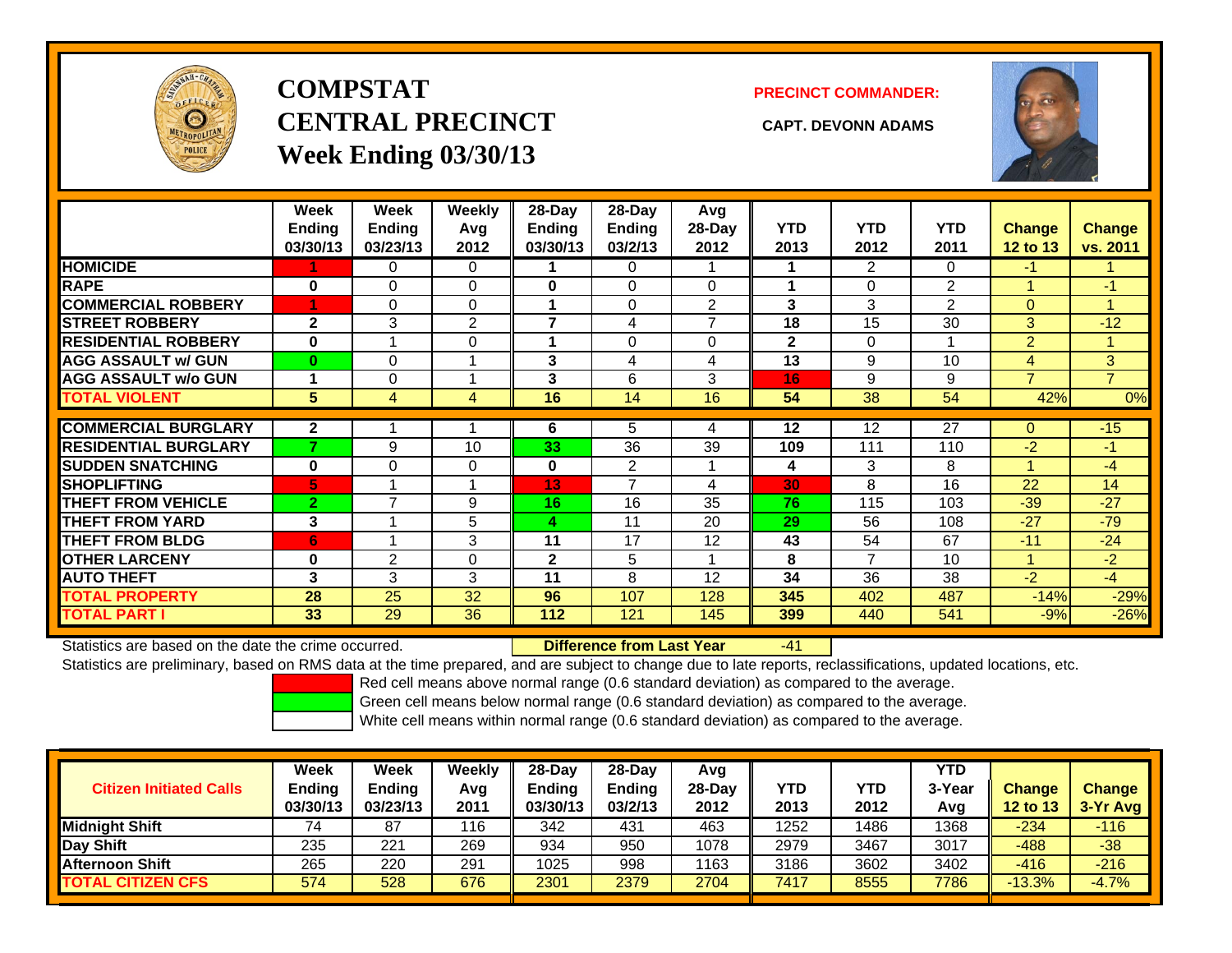# COMPSTAT CENTRAL PRECINCT

**Week Ending 03/30/13**

**PRECINCT COMMANDER:**

**CAPT. DEVONN ADAMS**

| | Week Ending 03/30/13 | Week Ending 03/23/13 | Weekly Avg 2012 | 28-Day Ending 03/30/13 | 28-Day Ending 03/2/13 | Avg 28-Day 2012 | YTD 2013 | YTD 2012 | YTD 2011 | Change 12 to 13 | Change vs. 2011 |
|---|---|---|---|---|---|---|---|---|---|---|---|
| **HOMICIDE** | 1 | 0 | 0 | 1 | 0 | 1 | 1 | 2 | 0 | -1 | 1 |
| **RAPE** | 0 | 0 | 0 | 0 | 0 | 0 | 1 | 0 | 2 | 1 | -1 |
| **COMMERCIAL ROBBERY** | 1 | 0 | 0 | 1 | 0 | 2 | 3 | 3 | 2 | 0 | 1 |
| **STREET ROBBERY** | 2 | 3 | 2 | 7 | 4 | 7 | 18 | 15 | 30 | 3 | -12 |
| **RESIDENTIAL ROBBERY** | 0 | 1 | 0 | 1 | 0 | 0 | 2 | 0 | 1 | 2 | 1 |
| **AGG ASSAULT w/ GUN** | 0 | 0 | 1 | 3 | 4 | 4 | 13 | 9 | 10 | 4 | 3 |
| **AGG ASSAULT w/o GUN** | 1 | 0 | 1 | 3 | 6 | 3 | 16 | 9 | 9 | 7 | 7 |
| **TOTAL VIOLENT** | 5 | 4 | 4 | 16 | 14 | 16 | 54 | 38 | 54 | 42% | 0% |
| **COMMERCIAL BURGLARY** | 2 | 1 | 1 | 6 | 5 | 4 | 12 | 12 | 27 | 0 | -15 |
| **RESIDENTIAL BURGLARY** | 7 | 9 | 10 | 33 | 36 | 39 | 109 | 111 | 110 | -2 | -1 |
| **SUDDEN SNATCHING** | 0 | 0 | 0 | 0 | 2 | 1 | 4 | 3 | 8 | 1 | -4 |
| **SHOPLIFTING** | 5 | 1 | 1 | 13 | 7 | 4 | 30 | 8 | 16 | 22 | 14 |
| **THEFT FROM VEHICLE** | 2 | 7 | 9 | 16 | 16 | 35 | 76 | 115 | 103 | -39 | -27 |
| **THEFT FROM YARD** | 3 | 1 | 5 | 4 | 11 | 20 | 29 | 56 | 108 | -27 | -79 |
| **THEFT FROM BLDG** | 6 | 1 | 3 | 11 | 17 | 12 | 43 | 54 | 67 | -11 | -24 |
| **OTHER LARCENY** | 0 | 2 | 0 | 2 | 5 | 1 | 8 | 7 | 10 | 1 | -2 |
| **AUTO THEFT** | 3 | 3 | 3 | 11 | 8 | 12 | 34 | 36 | 38 | -2 | -4 |
| **TOTAL PROPERTY** | 28 | 25 | 32 | 96 | 107 | 128 | 345 | 402 | 487 | -14% | -29% |
| **TOTAL PART I** | 33 | 29 | 36 | 112 | 121 | 145 | 399 | 440 | 541 | -9% | -26% |

Statistics are based on the date the crime occurred. **Difference from Last Year** -41

Statistics are preliminary, based on RMS data at the time prepared, and are subject to change due to late reports, reclassifications, updated locations, etc.

Red cell means above normal range (0.6 standard deviation) as compared to the average.
Green cell means below normal range (0.6 standard deviation) as compared to the average.
White cell means within normal range (0.6 standard deviation) as compared to the average.

| Citizen Initiated Calls | Week Ending 03/30/13 | Week Ending 03/23/13 | Weekly Avg 2011 | 28-Day Ending 03/30/13 | 28-Day Ending 03/2/13 | Avg 28-Day 2012 | YTD 2013 | YTD 2012 | YTD 3-Year Avg | Change 12 to 13 | Change 3-Yr Avg |
|---|---|---|---|---|---|---|---|---|---|---|---|
| **Midnight Shift** | 74 | 87 | 116 | 342 | 431 | 463 | 1252 | 1486 | 1368 | -234 | -116 |
| **Day Shift** | 235 | 221 | 269 | 934 | 950 | 1078 | 2979 | 3467 | 3017 | -488 | -38 |
| **Afternoon Shift** | 265 | 220 | 291 | 1025 | 998 | 1163 | 3186 | 3602 | 3402 | -416 | -216 |
| **TOTAL CITIZEN CFS** | 574 | 528 | 676 | 2301 | 2379 | 2704 | 7417 | 8555 | 7786 | -13.3% | -4.7% |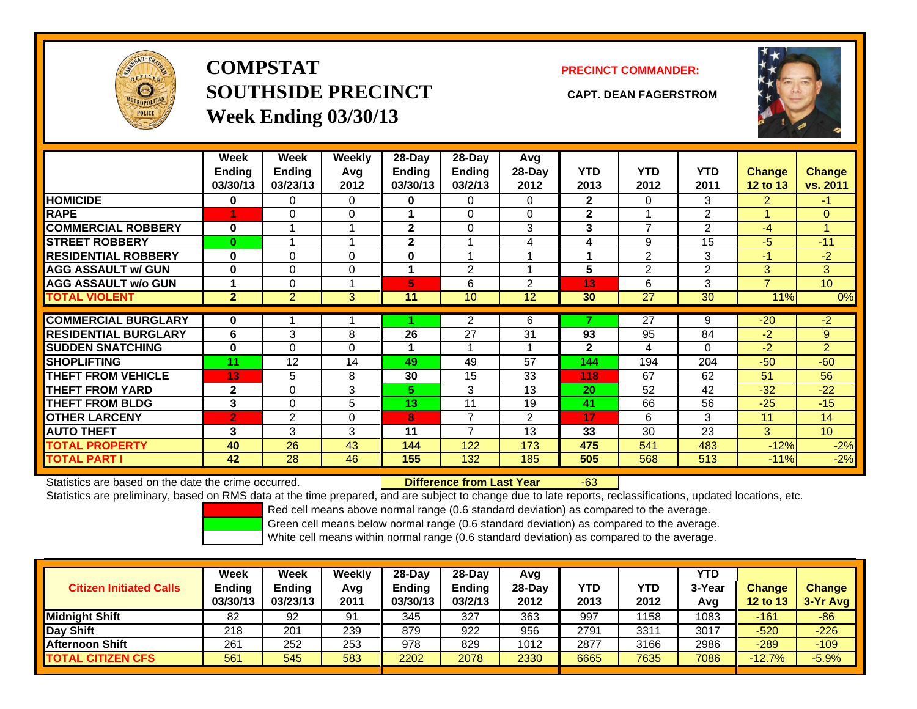# COMPSTAT
# SOUTHSIDE PRECINCT
# Week Ending 03/30/13

**PRECINCT COMMANDER:**

**CAPT. DEAN FAGERSTROM**

| | Week Ending 03/30/13 | Week Ending 03/23/13 | Weekly Avg 2012 | 28-Day Ending 03/30/13 | 28-Day Ending 03/2/13 | Avg 28-Day 2012 | YTD 2013 | YTD 2012 | YTD 2011 | Change 12 to 13 | Change vs. 2011 |
|---|---|---|---|---|---|---|---|---|---|---|---|
| HOMICIDE | 0 | 0 | 0 | 0 | 0 | 0 | 2 | 0 | 3 | 2 | -1 |
| RAPE | 1 | 0 | 0 | 1 | 0 | 0 | 2 | 1 | 2 | 1 | 0 |
| COMMERCIAL ROBBERY | 0 | 1 | 1 | 2 | 0 | 3 | 3 | 7 | 2 | -4 | 1 |
| STREET ROBBERY | 0 | 1 | 1 | 2 | 1 | 4 | 4 | 9 | 15 | -5 | -11 |
| RESIDENTIAL ROBBERY | 0 | 0 | 0 | 0 | 1 | 1 | 1 | 2 | 3 | -1 | -2 |
| AGG ASSAULT w/ GUN | 0 | 0 | 0 | 1 | 2 | 1 | 5 | 2 | 2 | 3 | 3 |
| AGG ASSAULT w/o GUN | 1 | 0 | 1 | 5 | 6 | 2 | 13 | 6 | 3 | 7 | 10 |
| TOTAL VIOLENT | 2 | 2 | 3 | 11 | 10 | 12 | 30 | 27 | 30 | 11% | 0% |
| COMMERCIAL BURGLARY | 0 | 1 | 1 | 1 | 2 | 6 | 7 | 27 | 9 | -20 | -2 |
| RESIDENTIAL BURGLARY | 6 | 3 | 8 | 26 | 27 | 31 | 93 | 95 | 84 | -2 | 9 |
| SUDDEN SNATCHING | 0 | 0 | 0 | 1 | 1 | 1 | 2 | 4 | 0 | -2 | 2 |
| SHOPLIFTING | 11 | 12 | 14 | 49 | 49 | 57 | 144 | 194 | 204 | -50 | -60 |
| THEFT FROM VEHICLE | 13 | 5 | 8 | 30 | 15 | 33 | 118 | 67 | 62 | 51 | 56 |
| THEFT FROM YARD | 2 | 0 | 3 | 5 | 3 | 13 | 20 | 52 | 42 | -32 | -22 |
| THEFT FROM BLDG | 3 | 0 | 5 | 13 | 11 | 19 | 41 | 66 | 56 | -25 | -15 |
| OTHER LARCENY | 2 | 2 | 0 | 8 | 7 | 2 | 17 | 6 | 3 | 11 | 14 |
| AUTO THEFT | 3 | 3 | 3 | 11 | 7 | 13 | 33 | 30 | 23 | 3 | 10 |
| TOTAL PROPERTY | 40 | 26 | 43 | 144 | 122 | 173 | 475 | 541 | 483 | -12% | -2% |
| TOTAL PART I | 42 | 28 | 46 | 155 | 132 | 185 | 505 | 568 | 513 | -11% | -2% |

Statistics are based on the date the crime occurred. **Difference from Last Year** -63

Statistics are preliminary, based on RMS data at the time prepared, and are subject to change due to late reports, reclassifications, updated locations, etc.

Red cell means above normal range (0.6 standard deviation) as compared to the average.
Green cell means below normal range (0.6 standard deviation) as compared to the average.
White cell means within normal range (0.6 standard deviation) as compared to the average.

| Citizen Initiated Calls | Week Ending 03/30/13 | Week Ending 03/23/13 | Weekly Avg 2011 | 28-Day Ending 03/30/13 | 28-Day Ending 03/2/13 | Avg 28-Day 2012 | YTD 2013 | YTD 2012 | YTD 3-Year Avg | Change 12 to 13 | Change 3-Yr Avg |
|---|---|---|---|---|---|---|---|---|---|---|---|
| Midnight Shift | 82 | 92 | 91 | 345 | 327 | 363 | 997 | 1158 | 1083 | -161 | -86 |
| Day Shift | 218 | 201 | 239 | 879 | 922 | 956 | 2791 | 3311 | 3017 | -520 | -226 |
| Afternoon Shift | 261 | 252 | 253 | 978 | 829 | 1012 | 2877 | 3166 | 2986 | -289 | -109 |
| TOTAL CITIZEN CFS | 561 | 545 | 583 | 2202 | 2078 | 2330 | 6665 | 7635 | 7086 | -12.7% | -5.9% |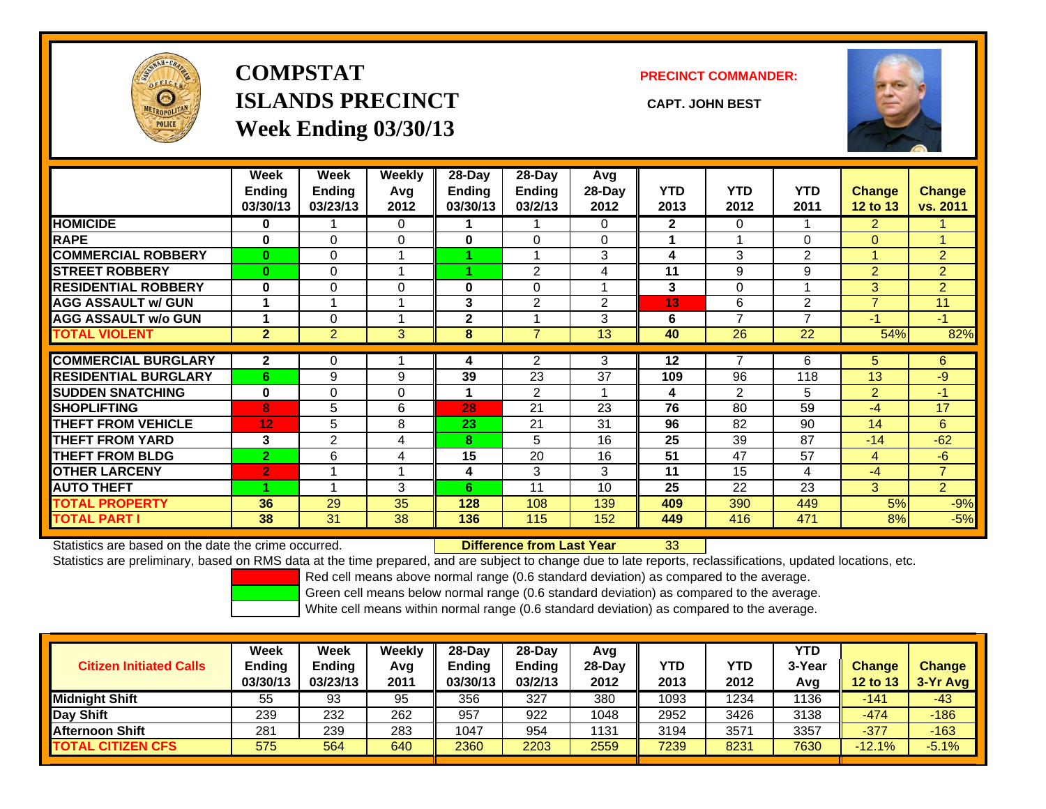# COMPSTAT
# ISLANDS PRECINCT
# Week Ending 03/30/13

**PRECINCT COMMANDER:**

**CAPT. JOHN BEST**

| | Week Ending 03/30/13 | Week Ending 03/23/13 | Weekly Avg 2012 | 28-Day Ending 03/30/13 | 28-Day Ending 03/2/13 | Avg 28-Day 2012 | YTD 2013 | YTD 2012 | YTD 2011 | Change 12 to 13 | Change vs. 2011 |
|---|---|---|---|---|---|---|---|---|---|---|---|
| HOMICIDE | 0 | 1 | 0 | 1 | 1 | 0 | 2 | 0 | 1 | 2 | 1 |
| RAPE | 0 | 0 | 0 | 0 | 0 | 0 | 1 | 1 | 0 | 0 | 1 |
| COMMERCIAL ROBBERY | 0 | 0 | 1 | 1 | 1 | 3 | 4 | 3 | 2 | 1 | 2 |
| STREET ROBBERY | 0 | 0 | 1 | 1 | 2 | 4 | 11 | 9 | 9 | 2 | 2 |
| RESIDENTIAL ROBBERY | 0 | 0 | 0 | 0 | 0 | 1 | 3 | 0 | 1 | 3 | 2 |
| AGG ASSAULT w/ GUN | 1 | 1 | 1 | 3 | 2 | 2 | 13 | 6 | 2 | 7 | 11 |
| AGG ASSAULT w/o GUN | 1 | 0 | 1 | 2 | 1 | 3 | 6 | 7 | 7 | -1 | -1 |
| TOTAL VIOLENT | 2 | 2 | 3 | 8 | 7 | 13 | 40 | 26 | 22 | 54% | 82% |
| COMMERCIAL BURGLARY | 2 | 0 | 1 | 4 | 2 | 3 | 12 | 7 | 6 | 5 | 6 |
| RESIDENTIAL BURGLARY | 6 | 9 | 9 | 39 | 23 | 37 | 109 | 96 | 118 | 13 | -9 |
| SUDDEN SNATCHING | 0 | 0 | 0 | 1 | 2 | 1 | 4 | 2 | 5 | 2 | -1 |
| SHOPLIFTING | 8 | 5 | 6 | 28 | 21 | 23 | 76 | 80 | 59 | -4 | 17 |
| THEFT FROM VEHICLE | 12 | 5 | 8 | 23 | 21 | 31 | 96 | 82 | 90 | 14 | 6 |
| THEFT FROM YARD | 3 | 2 | 4 | 8 | 5 | 16 | 25 | 39 | 87 | -14 | -62 |
| THEFT FROM BLDG | 2 | 6 | 4 | 15 | 20 | 16 | 51 | 47 | 57 | 4 | -6 |
| OTHER LARCENY | 2 | 1 | 1 | 4 | 3 | 3 | 11 | 15 | 4 | -4 | 7 |
| AUTO THEFT | 1 | 1 | 3 | 6 | 11 | 10 | 25 | 22 | 23 | 3 | 2 |
| TOTAL PROPERTY | 36 | 29 | 35 | 128 | 108 | 139 | 409 | 390 | 449 | 5% | -9% |
| TOTAL PART I | 38 | 31 | 38 | 136 | 115 | 152 | 449 | 416 | 471 | 8% | -5% |

Statistics are based on the date the crime occurred. **Difference from Last Year** 33

Statistics are preliminary, based on RMS data at the time prepared, and are subject to change due to late reports, reclassifications, updated locations, etc.

Red cell means above normal range (0.6 standard deviation) as compared to the average.
Green cell means below normal range (0.6 standard deviation) as compared to the average.
White cell means within normal range (0.6 standard deviation) as compared to the average.

| Citizen Initiated Calls | Week Ending 03/30/13 | Week Ending 03/23/13 | Weekly Avg 2011 | 28-Day Ending 03/30/13 | 28-Day Ending 03/2/13 | Avg 28-Day 2012 | YTD 2013 | YTD 2012 | YTD 3-Year Avg | Change 12 to 13 | Change 3-Yr Avg |
|---|---|---|---|---|---|---|---|---|---|---|---|
| Midnight Shift | 55 | 93 | 95 | 356 | 327 | 380 | 1093 | 1234 | 1136 | -141 | -43 |
| Day Shift | 239 | 232 | 262 | 957 | 922 | 1048 | 2952 | 3426 | 3138 | -474 | -186 |
| Afternoon Shift | 281 | 239 | 283 | 1047 | 954 | 1131 | 3194 | 3571 | 3357 | -377 | -163 |
| TOTAL CITIZEN CFS | 575 | 564 | 640 | 2360 | 2203 | 2559 | 7239 | 8231 | 7630 | -12.1% | -5.1% |